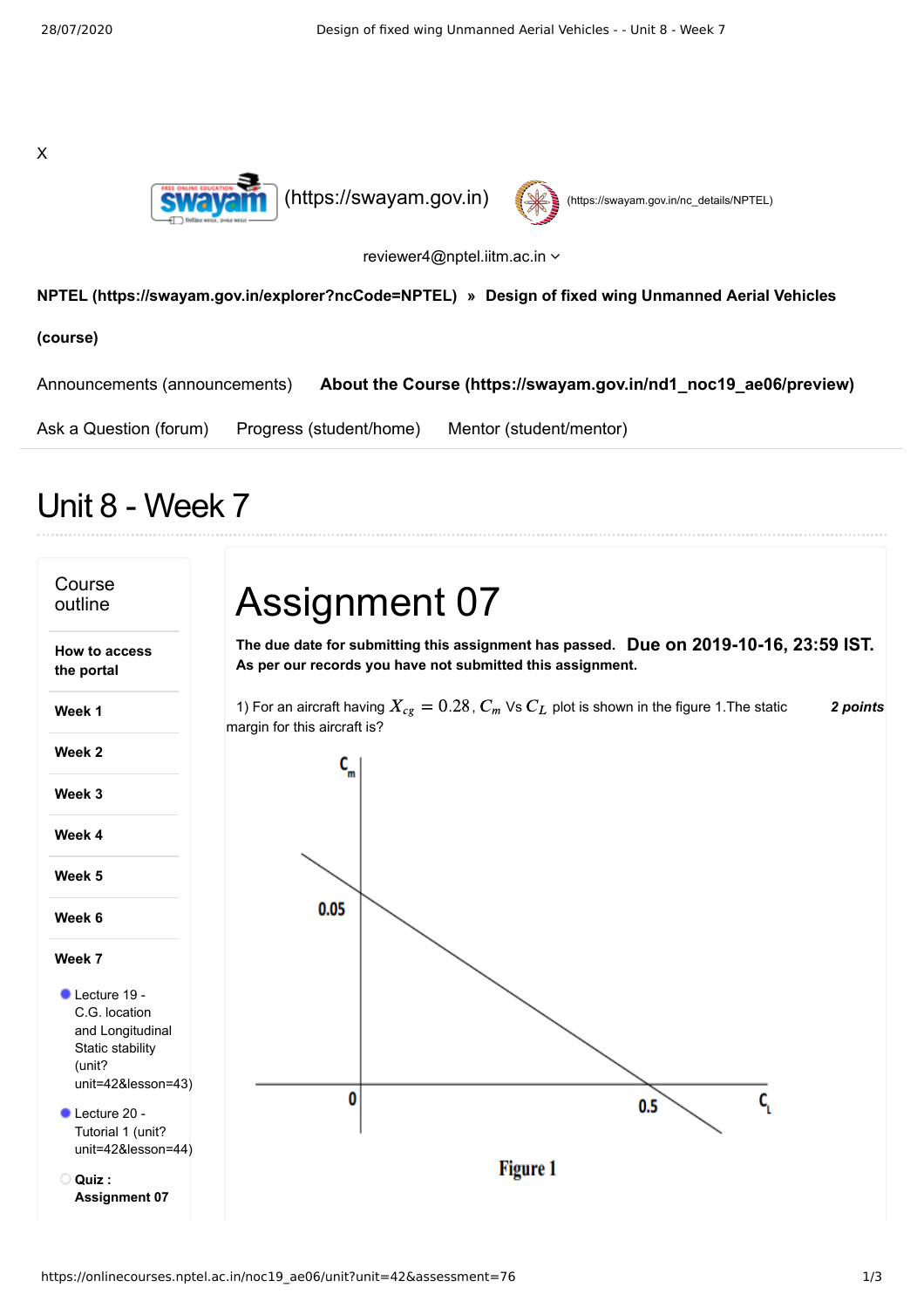X

(https://swayam.gov.in) (https://swayam.gov.in/nc_details/NPTEL)

reviewer4@nptel.iitm.ac.in

**NPTEL (https://swayam.gov.in/explorer?ncCode=NPTEL) » Design of fixed wing Unmanned Aerial Vehicles (course)**

Announcements (announcements) **About the Course (https://swayam.gov.in/nd1_noc19_ae06/preview)**

Ask a Question (forum) Progress (student/home) Mentor (student/mentor)

# Unit 8 - Week 7

**Course outline**

- **How to access the portal**
- **Week 1**
- **Week 2**
- **Week 3**
- **Week 4**
- **Week 5**
- **Week 6**
- **Week 7**
  - Lecture 19 - C.G. location and Longitudinal Static stability (unit?unit=42&lesson=43)
  - Lecture 20 - Tutorial 1 (unit?unit=42&lesson=44)
  - **Quiz : Assignment 07**

# Assignment 07

**The due date for submitting this assignment has passed.** **Due on 2019-10-16, 23:59 IST.**
**As per our records you have not submitted this assignment.**

1) For an aircraft having $X_{cg} = 0.28$, $C_m$ Vs $C_L$ plot is shown in the figure 1.The static margin for this aircraft is? ***2 points***

Figure 1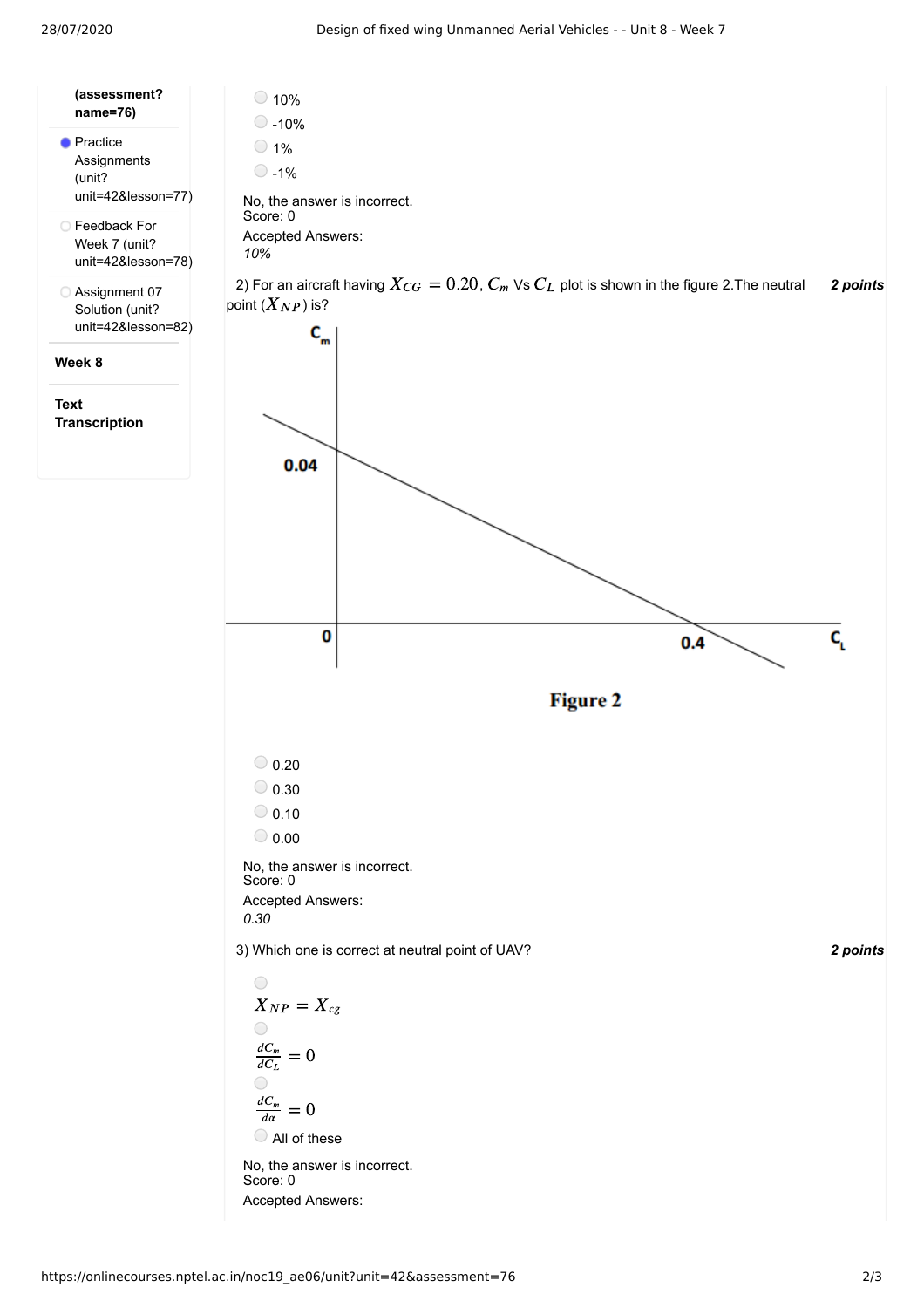(assessment?name=76)

- Practice Assignments (unit?unit=42&lesson=77)
- Feedback For Week 7 (unit?unit=42&lesson=78)
- Assignment 07 Solution (unit?unit=42&lesson=82)

**Week 8**

**Text Transcription**

- 10%
- -10%
- 1%
- -1%

No, the answer is incorrect.
Score: 0

Accepted Answers:
*10%*

2) For an aircraft having $X_{CG} = 0.20$, $C_m$ Vs $C_L$ plot is shown in the figure 2.The neutral point ($X_{NP}$) is? **2 points**

Figure 2

- 0.20
- 0.30
- 0.10
- 0.00

No, the answer is incorrect.
Score: 0

Accepted Answers:
*0.30*

3) Which one is correct at neutral point of UAV? **2 points**

- $X_{NP} = X_{cg}$
- $\frac{dC_m}{dC_L} = 0$
- $\frac{dC_m}{d\alpha} = 0$
- All of these

No, the answer is incorrect.
Score: 0

Accepted Answers: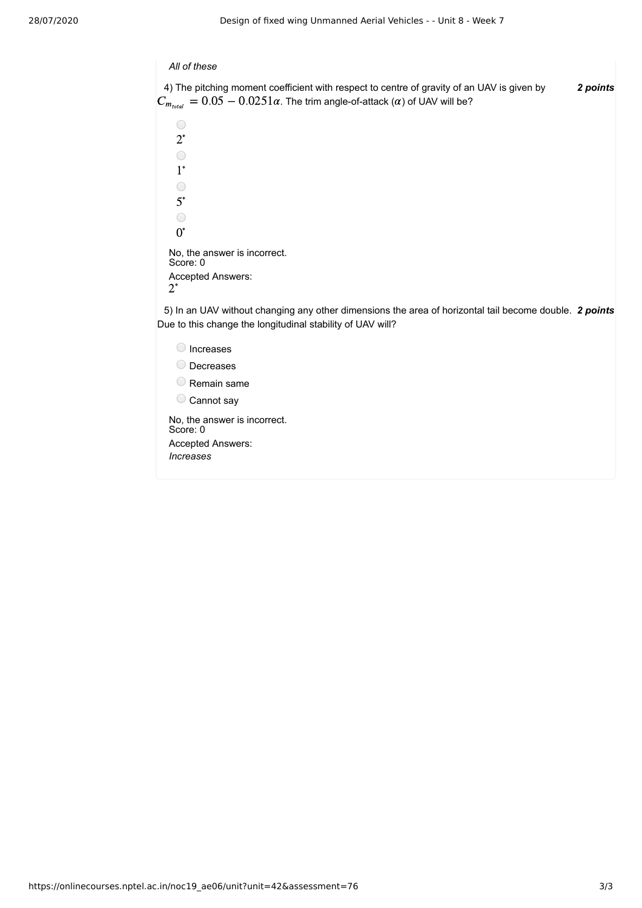*All of these*

4) The pitching moment coefficient with respect to centre of gravity of an UAV is given by $C_{m_{total}} = 0.05 - 0.0251\alpha$. The trim angle-of-attack ($\alpha$) of UAV will be? **2 points**

- $2^{\circ}$
- $1^{\circ}$
- $5^{\circ}$
- $0^{\circ}$

No, the answer is incorrect.
Score: 0

Accepted Answers:
$2^{\circ}$

5) In an UAV without changing any other dimensions the area of horizontal tail become double. Due to this change the longitudinal stability of UAV will? **2 points**

- Increases
- Decreases
- Remain same
- Cannot say

No, the answer is incorrect.
Score: 0

Accepted Answers:
*Increases*